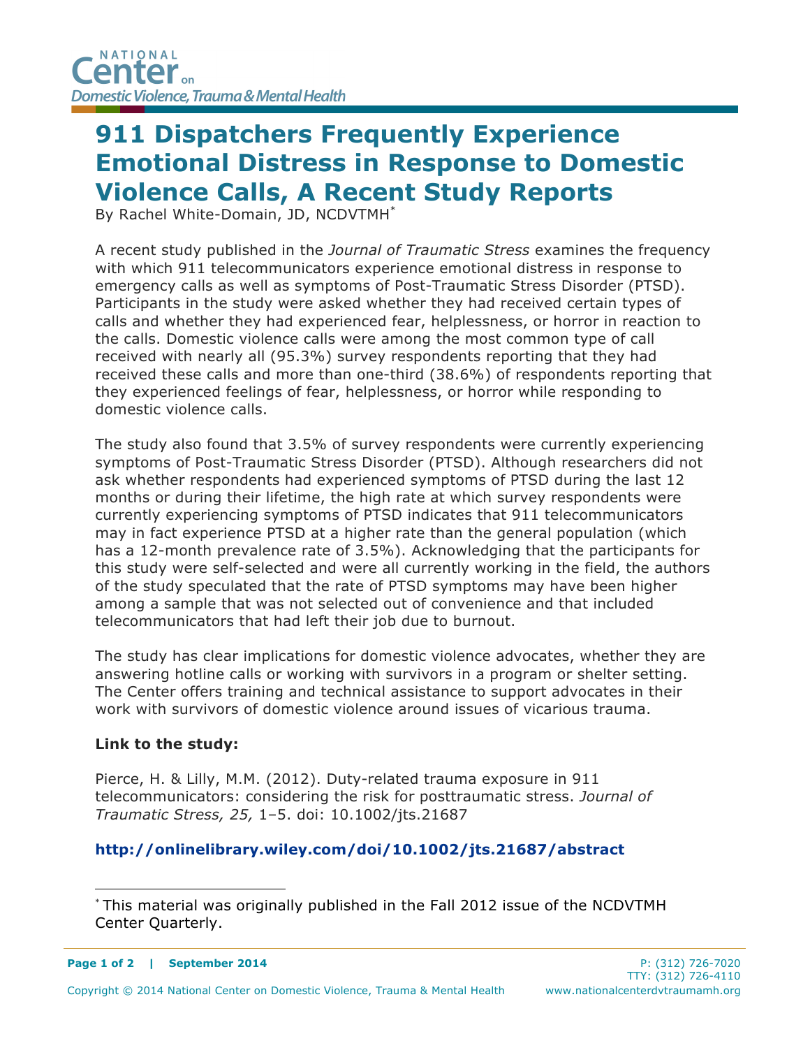# 911 Dispatchers Frequently Experience Emotional Distress in Response to Domestic Violence Calls, A Recent Study Reports

By Rachel White-Domain, JD, NCDVTMH*

A recent study published in the *Journal of Traumatic Stress* examines the frequency with which 911 telecommunicators experience emotional distress in response to emergency calls as well as symptoms of Post-Traumatic Stress Disorder (PTSD). Participants in the study were asked whether they had received certain types of calls and whether they had experienced fear, helplessness, or horror in reaction to the calls. Domestic violence calls were among the most common type of call received with nearly all (95.3%) survey respondents reporting that they had received these calls and more than one-third (38.6%) of respondents reporting that they experienced feelings of fear, helplessness, or horror while responding to domestic violence calls.

The study also found that 3.5% of survey respondents were currently experiencing symptoms of Post-Traumatic Stress Disorder (PTSD). Although researchers did not ask whether respondents had experienced symptoms of PTSD during the last 12 months or during their lifetime, the high rate at which survey respondents were currently experiencing symptoms of PTSD indicates that 911 telecommunicators may in fact experience PTSD at a higher rate than the general population (which has a 12-month prevalence rate of 3.5%). Acknowledging that the participants for this study were self-selected and were all currently working in the field, the authors of the study speculated that the rate of PTSD symptoms may have been higher among a sample that was not selected out of convenience and that included telecommunicators that had left their job due to burnout.

The study has clear implications for domestic violence advocates, whether they are answering hotline calls or working with survivors in a program or shelter setting. The Center offers training and technical assistance to support advocates in their work with survivors of domestic violence around issues of vicarious trauma.

**Link to the study:**

Pierce, H. & Lilly, M.M. (2012). Duty-related trauma exposure in 911 telecommunicators: considering the risk for posttraumatic stress. *Journal of Traumatic Stress, 25,* 1–5. doi: 10.1002/jts.21687

**http://onlinelibrary.wiley.com/doi/10.1002/jts.21687/abstract**

---

* This material was originally published in the Fall 2012 issue of the NCDVTMH Center Quarterly.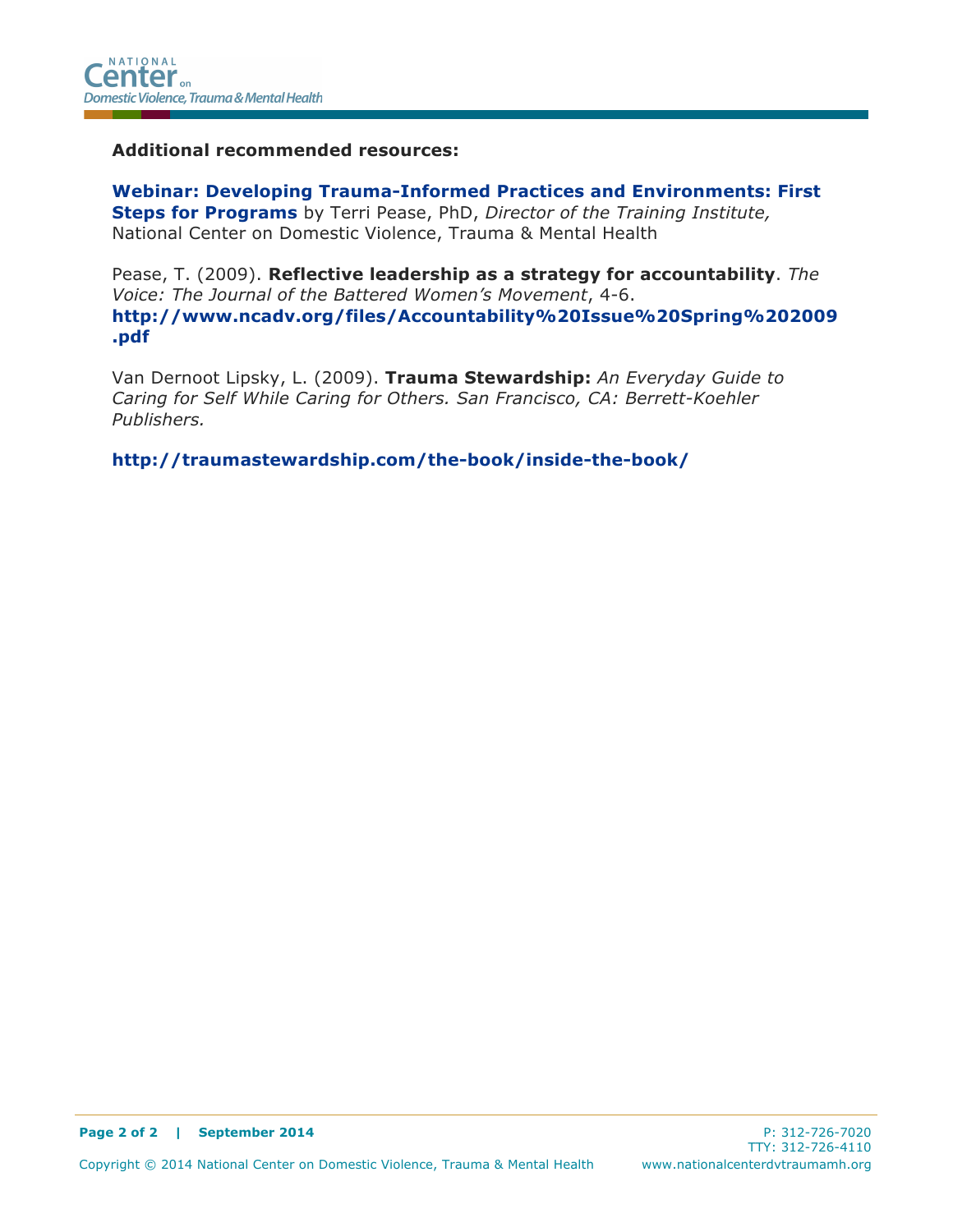**Additional recommended resources:**

**Webinar: Developing Trauma-Informed Practices and Environments: First Steps for Programs** by Terri Pease, PhD, *Director of the Training Institute,* National Center on Domestic Violence, Trauma & Mental Health

Pease, T. (2009). **Reflective leadership as a strategy for accountability**. *The Voice: The Journal of the Battered Women's Movement*, 4-6. **http://www.ncadv.org/files/Accountability%20Issue%20Spring%202009.pdf**

Van Dernoot Lipsky, L. (2009). **Trauma Stewardship:** *An Everyday Guide to Caring for Self While Caring for Others. San Francisco, CA: Berrett-Koehler Publishers.*

**http://traumastewardship.com/the-book/inside-the-book/**